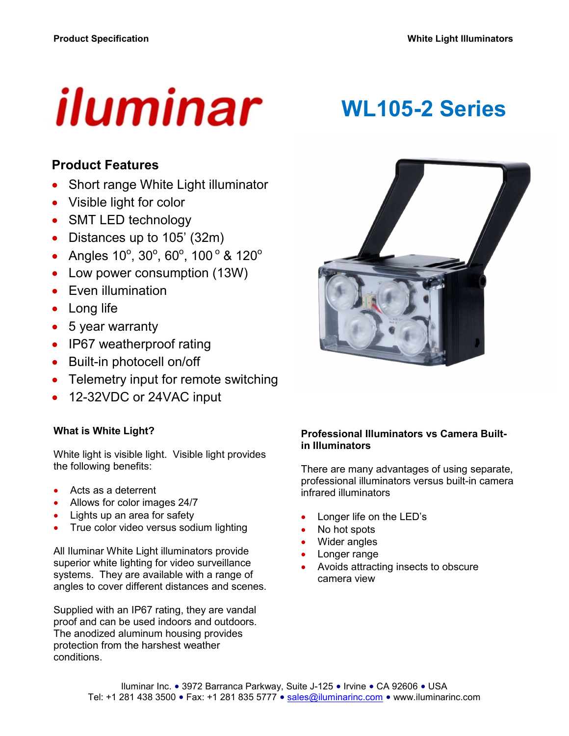# iluminar

# WL105-2 Series

## Product Features

- Short range White Light illuminator
- Visible light for color
- SMT LED technology
- Distances up to 105' (32m)
- Angles 10°, 30°, 60°, 100° & 120°
- Low power consumption (13W)
- Even illumination
- Long life
- 5 year warranty
- IP67 weatherproof rating
- Built-in photocell on/off
- Telemetry input for remote switching
- 12-32VDC or 24VAC input

### What is White Light?

White light is visible light. Visible light provides the following benefits:

- Acts as a deterrent
- Allows for color images 24/7
- Lights up an area for safety
- True color video versus sodium lighting

All Iluminar White Light illuminators provide superior white lighting for video surveillance systems. They are available with a range of angles to cover different distances and scenes.

Supplied with an IP67 rating, they are vandal proof and can be used indoors and outdoors. The anodized aluminum housing provides protection from the harshest weather conditions.

### Professional Illuminators vs Camera Built-in Illuminators

There are many advantages of using separate, professional illuminators versus built-in camera infrared illuminators

- Longer life on the LED's
- No hot spots
- Wider angles
- Longer range
- Avoids attracting insects to obscure camera view

Iluminar Inc. • 3972 Barranca Parkway, Suite J-125 • Irvine • CA 92606 • USA
Tel: +1 281 438 3500 • Fax: +1 281 835 5777 • sales@iluminarinc.com • www.iluminarinc.com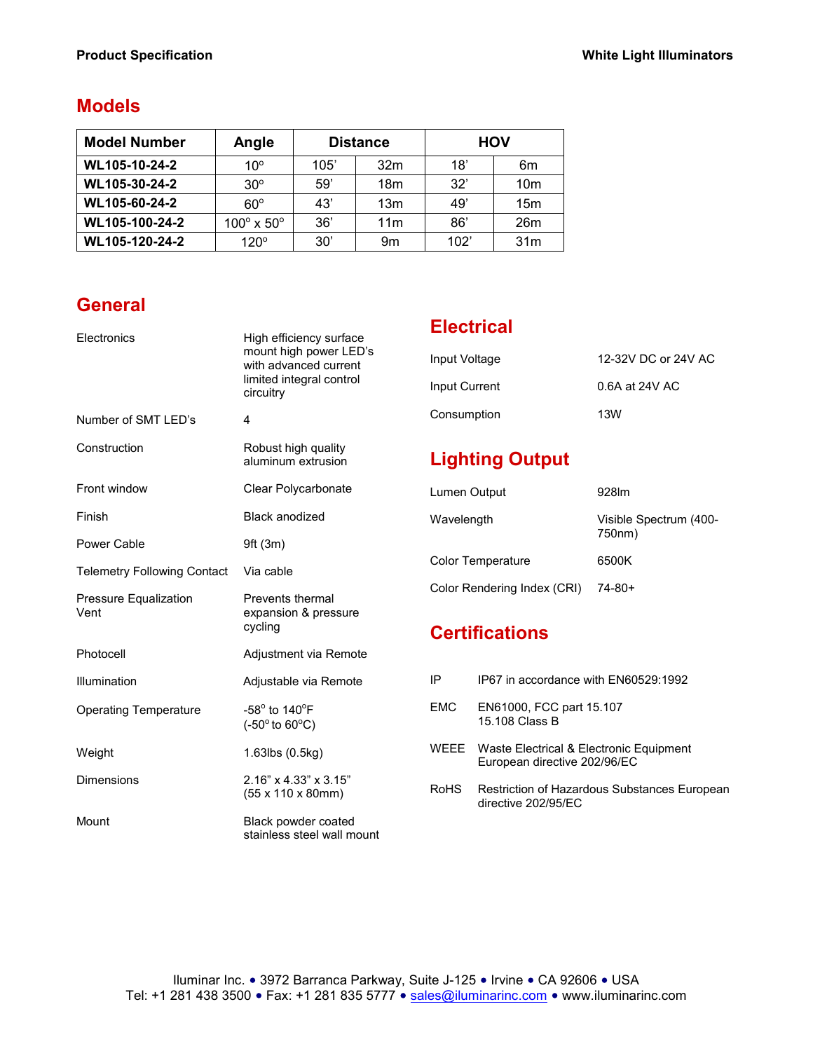## Models

| Model Number | Angle | Distance | | HOV | |
|---|---|---|---|---|---|
| **WL105-10-24-2** | 10° | 105’ | 32m | 18’ | 6m |
| **WL105-30-24-2** | 30° | 59’ | 18m | 32’ | 10m |
| **WL105-60-24-2** | 60° | 43’ | 13m | 49’ | 15m |
| **WL105-100-24-2** | 100° x 50° | 36’ | 11m | 86’ | 26m |
| **WL105-120-24-2** | 120° | 30’ | 9m | 102’ | 31m |

## General

| | |
|---|---|
| Electronics | High efficiency surface mount high power LED’s with advanced current limited integral control circuitry |
| Number of SMT LED’s | 4 |
| Construction | Robust high quality aluminum extrusion |
| Front window | Clear Polycarbonate |
| Finish | Black anodized |
| Power Cable | 9ft (3m) |
| Telemetry Following Contact | Via cable |
| Pressure Equalization Vent | Prevents thermal expansion & pressure cycling |
| Photocell | Adjustment via Remote |
| Illumination | Adjustable via Remote |
| Operating Temperature | -58° to 140°F (-50° to 60°C) |
| Weight | 1.63lbs (0.5kg) |
| Dimensions | 2.16” x 4.33” x 3.15” (55 x 110 x 80mm) |
| Mount | Black powder coated stainless steel wall mount |

## Electrical

| | |
|---|---|
| Input Voltage | 12-32V DC or 24V AC |
| Input Current | 0.6A at 24V AC |
| Consumption | 13W |

## Lighting Output

| | |
|---|---|
| Lumen Output | 928lm |
| Wavelength | Visible Spectrum (400-750nm) |
| Color Temperature | 6500K |
| Color Rendering Index (CRI) | 74-80+ |

## Certifications

| | |
|---|---|
| IP | IP67 in accordance with EN60529:1992 |
| EMC | EN61000, FCC part 15.107 15.108 Class B |
| WEEE | Waste Electrical & Electronic Equipment European directive 202/96/EC |
| RoHS | Restriction of Hazardous Substances European directive 202/95/EC |

Iluminar Inc. • 3972 Barranca Parkway, Suite J-125 • Irvine • CA 92606 • USA
Tel: +1 281 438 3500 • Fax: +1 281 835 5777 • sales@iluminarinc.com • www.iluminarinc.com